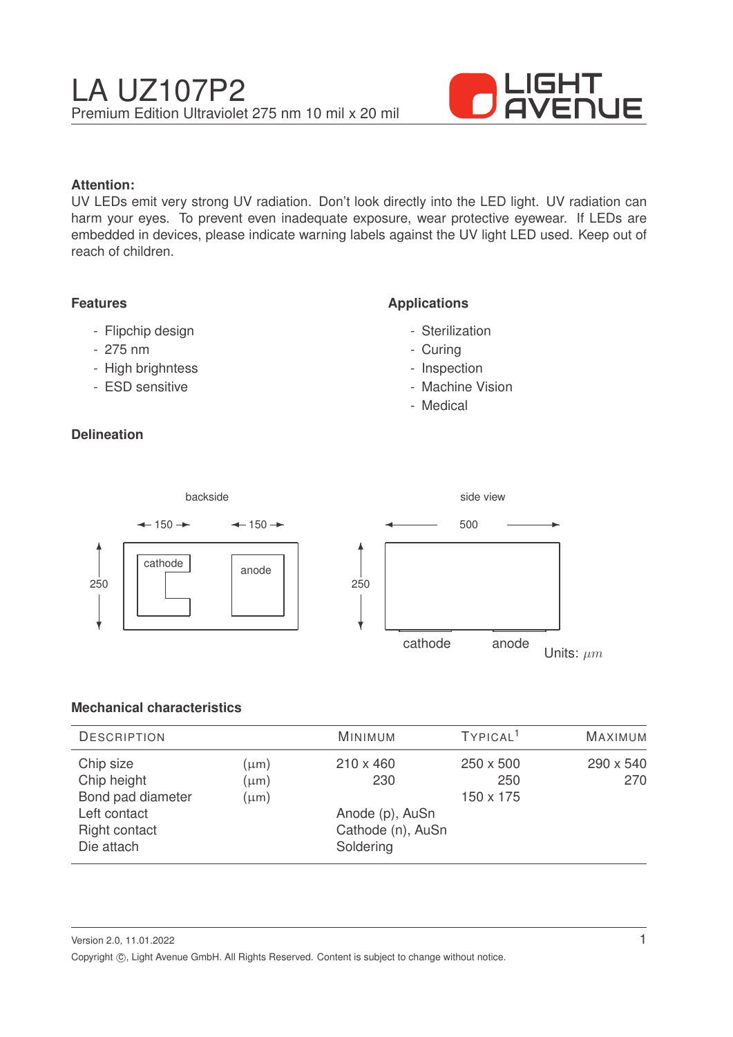# LA UZ107P2

Premium Edition Ultraviolet 275 nm 10 mil x 20 mil

LIGHT AVENUE

**Attention:**
UV LEDs emit very strong UV radiation. Don't look directly into the LED light. UV radiation can harm your eyes. To prevent even inadequate exposure, wear protective eyewear. If LEDs are embedded in devices, please indicate warning labels against the UV light LED used. Keep out of reach of children.

## Features

- Flipchip design
- 275 nm
- High brighntess
- ESD sensitive

## Applications

- Sterilization
- Curing
- Inspection
- Machine Vision
- Medical

## Delineation

backside

150 150

250

cathode anode

side view

500

250

cathode anode

Units: $\mu m$

## Mechanical characteristics

| Description | | Minimum | Typical[1] | Maximum |
|---|---|---|---|---|
| Chip size | (µm) | 210 x 460 | 250 x 500 | 290 x 540 |
| Chip height | (µm) | 230 | 250 | 270 |
| Bond pad diameter | (µm) | | 150 x 175 | |
| Left contact | | Anode (p), AuSn | | |
| Right contact | | Cathode (n), AuSn | | |
| Die attach | | Soldering | | |

Version 2.0, 11.01.2022

Copyright ©, Light Avenue GmbH. All Rights Reserved. Content is subject to change without notice.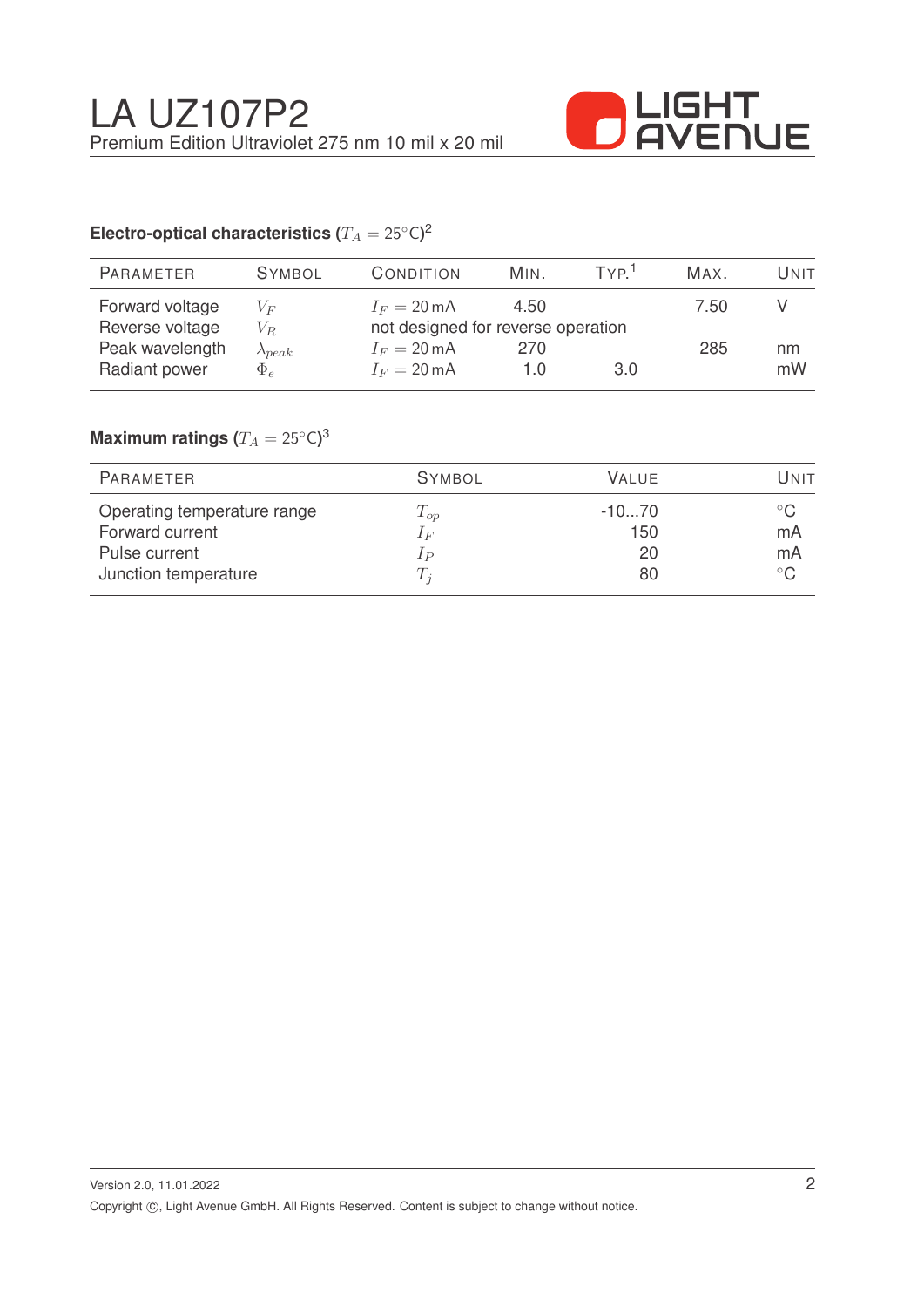# LA UZ107P2

Premium Edition Ultraviolet 275 nm 10 mil x 20 mil

### Electro-optical characteristics ($T_A = 25°C$)[2]

| Parameter | Symbol | Condition | Min. | Typ.[1] | Max. | Unit |
|---|---|---|---|---|---|---|
| Forward voltage | $V_F$ | $I_F = 20\,mA$ | 4.50 | | 7.50 | V |
| Reverse voltage | $V_R$ | not designed for reverse operation | | | | |
| Peak wavelength | $\lambda_{peak}$ | $I_F = 20\,mA$ | 270 | | 285 | nm |
| Radiant power | $\Phi_e$ | $I_F = 20\,mA$ | 1.0 | 3.0 | | mW |

### Maximum ratings ($T_A = 25°C$)[3]

| Parameter | Symbol | Value | Unit |
|---|---|---|---|
| Operating temperature range | $T_{op}$ | -10...70 | °C |
| Forward current | $I_F$ | 150 | mA |
| Pulse current | $I_P$ | 20 | mA |
| Junction temperature | $T_j$ | 80 | °C |

Version 2.0, 11.01.2022

Copyright ©, Light Avenue GmbH. All Rights Reserved. Content is subject to change without notice.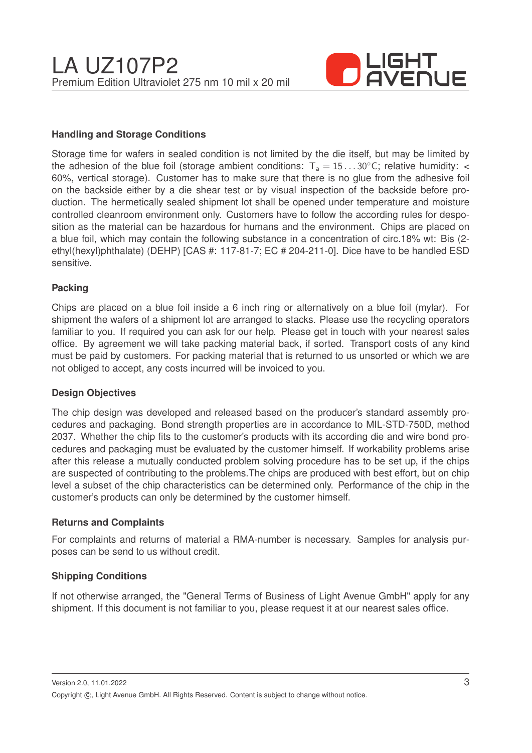## Handling and Storage Conditions

Storage time for wafers in sealed condition is not limited by the die itself, but may be limited by the adhesion of the blue foil (storage ambient conditions: $T_a = 15 \ldots 30°C$; relative humidity: < 60%, vertical storage). Customer has to make sure that there is no glue from the adhesive foil on the backside either by a die shear test or by visual inspection of the backside before production. The hermetically sealed shipment lot shall be opened under temperature and moisture controlled cleanroom environment only. Customers have to follow the according rules for desposition as the material can be hazardous for humans and the environment. Chips are placed on a blue foil, which may contain the following substance in a concentration of circ.18% wt: Bis (2-ethyl(hexyl)phthalate) (DEHP) [CAS #: 117-81-7; EC # 204-211-0]. Dice have to be handled ESD sensitive.

## Packing

Chips are placed on a blue foil inside a 6 inch ring or alternatively on a blue foil (mylar). For shipment the wafers of a shipment lot are arranged to stacks. Please use the recycling operators familiar to you. If required you can ask for our help. Please get in touch with your nearest sales office. By agreement we will take packing material back, if sorted. Transport costs of any kind must be paid by customers. For packing material that is returned to us unsorted or which we are not obliged to accept, any costs incurred will be invoiced to you.

## Design Objectives

The chip design was developed and released based on the producer's standard assembly procedures and packaging. Bond strength properties are in accordance to MIL-STD-750D, method 2037. Whether the chip fits to the customer's products with its according die and wire bond procedures and packaging must be evaluated by the customer himself. If workability problems arise after this release a mutually conducted problem solving procedure has to be set up, if the chips are suspected of contributing to the problems.The chips are produced with best effort, but on chip level a subset of the chip characteristics can be determined only. Performance of the chip in the customer's products can only be determined by the customer himself.

## Returns and Complaints

For complaints and returns of material a RMA-number is necessary. Samples for analysis purposes can be send to us without credit.

## Shipping Conditions

If not otherwise arranged, the "General Terms of Business of Light Avenue GmbH" apply for any shipment. If this document is not familiar to you, please request it at our nearest sales office.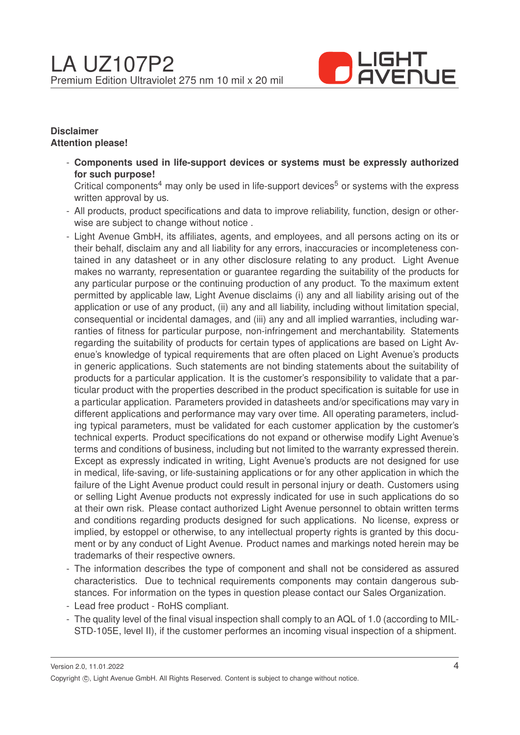**Disclaimer**
**Attention please!**

- **Components used in life-support devices or systems must be expressly authorized for such purpose!**
  Critical components[4] may only be used in life-support devices[5] or systems with the express written approval by us.
- All products, product specifications and data to improve reliability, function, design or otherwise are subject to change without notice .
- Light Avenue GmbH, its affiliates, agents, and employees, and all persons acting on its or their behalf, disclaim any and all liability for any errors, inaccuracies or incompleteness contained in any datasheet or in any other disclosure relating to any product. Light Avenue makes no warranty, representation or guarantee regarding the suitability of the products for any particular purpose or the continuing production of any product. To the maximum extent permitted by applicable law, Light Avenue disclaims (i) any and all liability arising out of the application or use of any product, (ii) any and all liability, including without limitation special, consequential or incidental damages, and (iii) any and all implied warranties, including warranties of fitness for particular purpose, non-infringement and merchantability. Statements regarding the suitability of products for certain types of applications are based on Light Avenue's knowledge of typical requirements that are often placed on Light Avenue's products in generic applications. Such statements are not binding statements about the suitability of products for a particular application. It is the customer's responsibility to validate that a particular product with the properties described in the product specification is suitable for use in a particular application. Parameters provided in datasheets and/or specifications may vary in different applications and performance may vary over time. All operating parameters, including typical parameters, must be validated for each customer application by the customer's technical experts. Product specifications do not expand or otherwise modify Light Avenue's terms and conditions of business, including but not limited to the warranty expressed therein. Except as expressly indicated in writing, Light Avenue's products are not designed for use in medical, life-saving, or life-sustaining applications or for any other application in which the failure of the Light Avenue product could result in personal injury or death. Customers using or selling Light Avenue products not expressly indicated for use in such applications do so at their own risk. Please contact authorized Light Avenue personnel to obtain written terms and conditions regarding products designed for such applications. No license, express or implied, by estoppel or otherwise, to any intellectual property rights is granted by this document or by any conduct of Light Avenue. Product names and markings noted herein may be trademarks of their respective owners.
- The information describes the type of component and shall not be considered as assured characteristics. Due to technical requirements components may contain dangerous substances. For information on the types in question please contact our Sales Organization.
- Lead free product - RoHS compliant.
- The quality level of the final visual inspection shall comply to an AQL of 1.0 (according to MIL-STD-105E, level II), if the customer performes an incoming visual inspection of a shipment.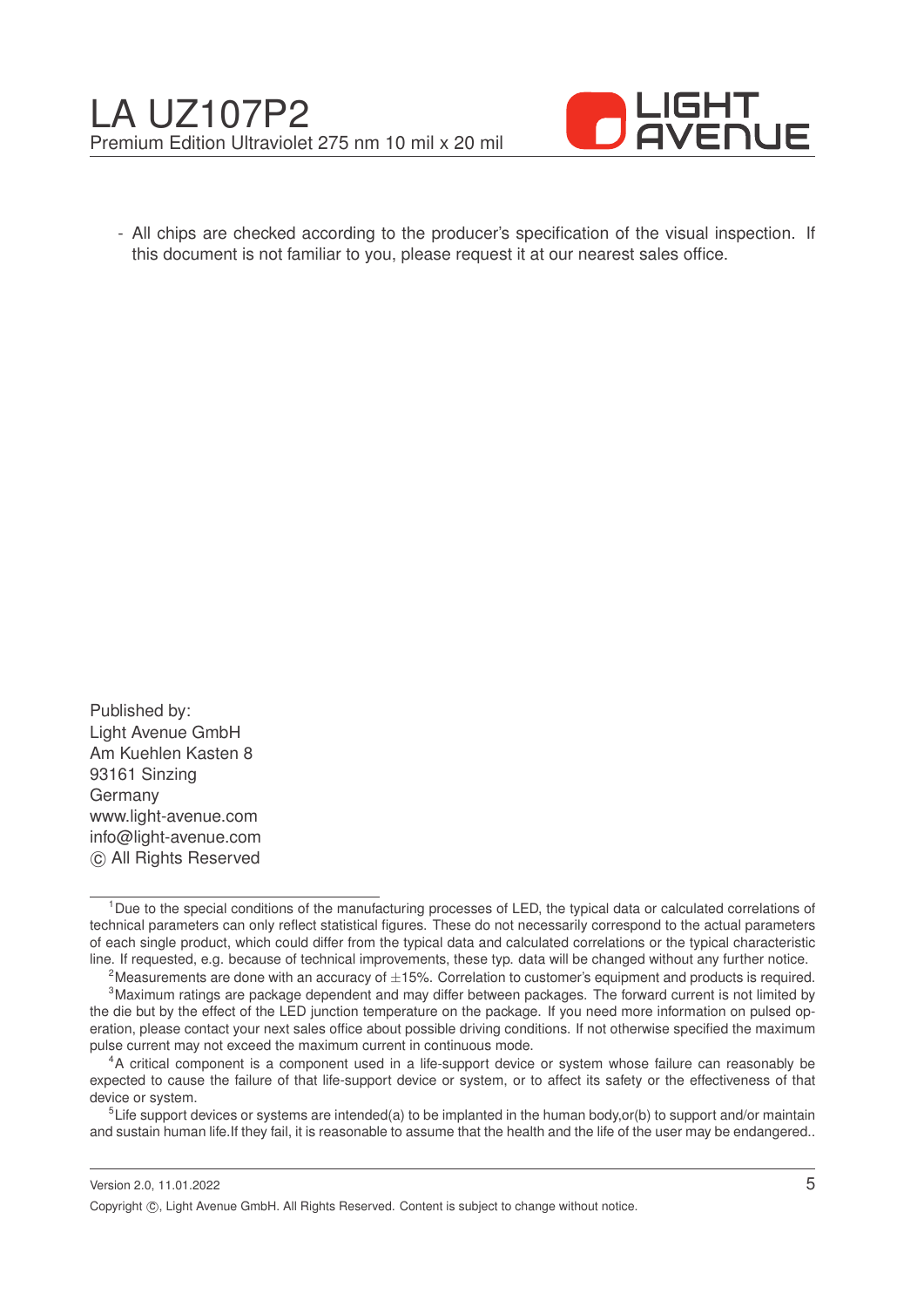- All chips are checked according to the producer's specification of the visual inspection. If this document is not familiar to you, please request it at our nearest sales office.

Published by:
Light Avenue GmbH
Am Kuehlen Kasten 8
93161 Sinzing
Germany
www.light-avenue.com
info@light-avenue.com
© All Rights Reserved

---

[1] Due to the special conditions of the manufacturing processes of LED, the typical data or calculated correlations of technical parameters can only reflect statistical figures. These do not necessarily correspond to the actual parameters of each single product, which could differ from the typical data and calculated correlations or the typical characteristic line. If requested, e.g. because of technical improvements, these typ. data will be changed without any further notice.

[2] Measurements are done with an accuracy of $\pm$15%. Correlation to customer's equipment and products is required.

[3] Maximum ratings are package dependent and may differ between packages. The forward current is not limited by the die but by the effect of the LED junction temperature on the package. If you need more information on pulsed operation, please contact your next sales office about possible driving conditions. If not otherwise specified the maximum pulse current may not exceed the maximum current in continuous mode.

[4] A critical component is a component used in a life-support device or system whose failure can reasonably be expected to cause the failure of that life-support device or system, or to affect its safety or the effectiveness of that device or system.

[5] Life support devices or systems are intended(a) to be implanted in the human body,or(b) to support and/or maintain and sustain human life.If they fail, it is reasonable to assume that the health and the life of the user may be endangered..